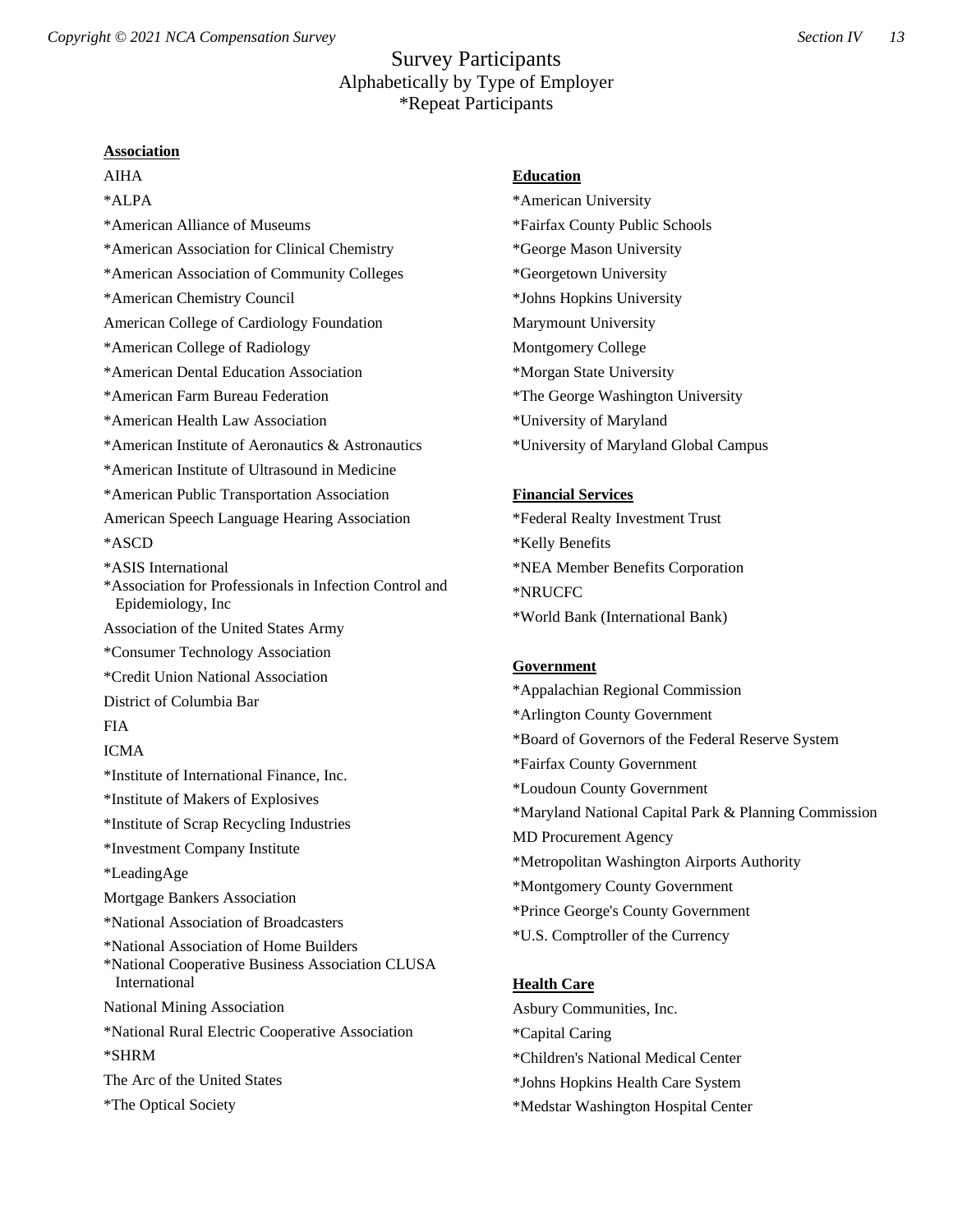# Survey Participants
## Alphabetically by Type of Employer
*Repeat Participants

**Association**

AIHA

*ALPA

*American Alliance of Museums

*American Association for Clinical Chemistry

*American Association of Community Colleges

*American Chemistry Council

American College of Cardiology Foundation

*American College of Radiology

*American Dental Education Association

*American Farm Bureau Federation

*American Health Law Association

*American Institute of Aeronautics & Astronautics

*American Institute of Ultrasound in Medicine

*American Public Transportation Association

American Speech Language Hearing Association

*ASCD

*ASIS International

*Association for Professionals in Infection Control and Epidemiology, Inc

Association of the United States Army

*Consumer Technology Association

*Credit Union National Association

District of Columbia Bar

FIA

ICMA

*Institute of International Finance, Inc.

*Institute of Makers of Explosives

*Institute of Scrap Recycling Industries

*Investment Company Institute

*LeadingAge

Mortgage Bankers Association

*National Association of Broadcasters

*National Association of Home Builders

*National Cooperative Business Association CLUSA International

National Mining Association

*National Rural Electric Cooperative Association

*SHRM

The Arc of the United States

*The Optical Society

**Education**

*American University

*Fairfax County Public Schools

*George Mason University

*Georgetown University

*Johns Hopkins University

Marymount University

Montgomery College

*Morgan State University

*The George Washington University

*University of Maryland

*University of Maryland Global Campus

**Financial Services**

*Federal Realty Investment Trust

*Kelly Benefits

*NEA Member Benefits Corporation

*NRUCFC

*World Bank (International Bank)

**Government**

*Appalachian Regional Commission

*Arlington County Government

*Board of Governors of the Federal Reserve System

*Fairfax County Government

*Loudoun County Government

*Maryland National Capital Park & Planning Commission

MD Procurement Agency

*Metropolitan Washington Airports Authority

*Montgomery County Government

*Prince George's County Government

*U.S. Comptroller of the Currency

**Health Care**

Asbury Communities, Inc.

*Capital Caring

*Children's National Medical Center

*Johns Hopkins Health Care System

*Medstar Washington Hospital Center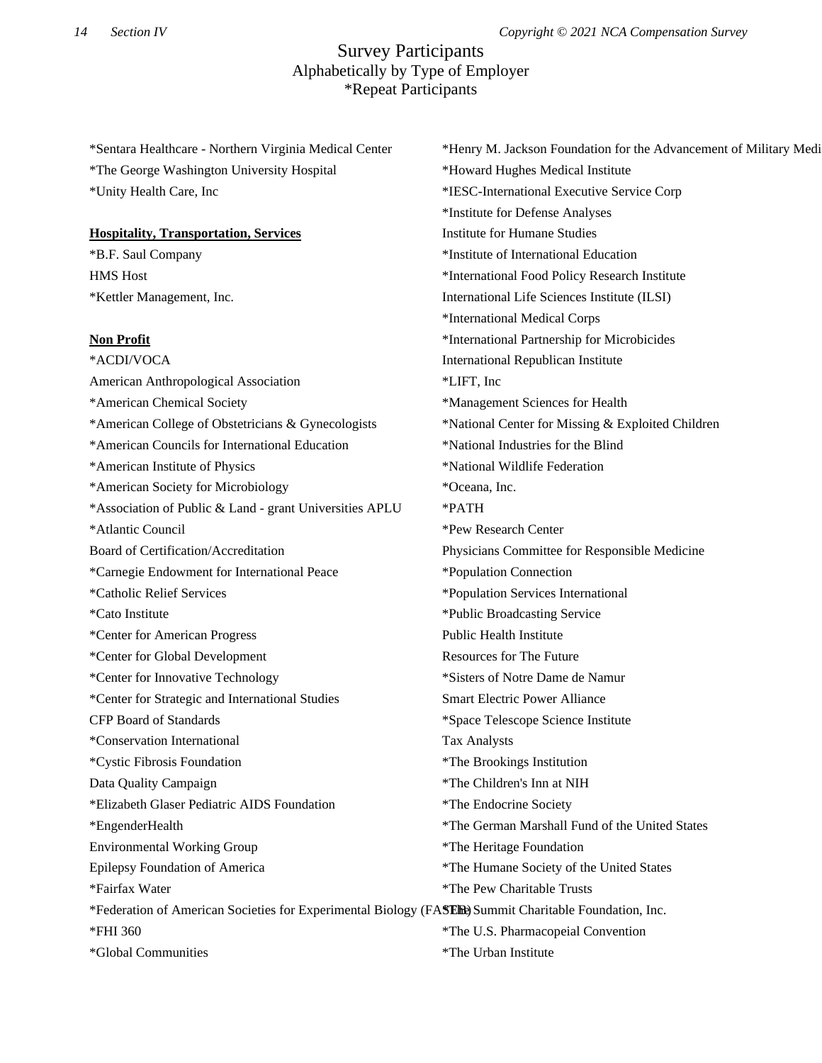# Survey Participants

## Alphabetically by Type of Employer

*Repeat Participants

*Sentara Healthcare - Northern Virginia Medical Center
*The George Washington University Hospital
*Unity Health Care, Inc

**Hospitality, Transportation, Services**

*B.F. Saul Company
HMS Host
*Kettler Management, Inc.

**Non Profit**

*ACDI/VOCA
American Anthropological Association
*American Chemical Society
*American College of Obstetricians & Gynecologists
*American Councils for International Education
*American Institute of Physics
*American Society for Microbiology
*Association of Public & Land - grant Universities APLU
*Atlantic Council
Board of Certification/Accreditation
*Carnegie Endowment for International Peace
*Catholic Relief Services
*Cato Institute
*Center for American Progress
*Center for Global Development
*Center for Innovative Technology
*Center for Strategic and International Studies
CFP Board of Standards
*Conservation International
*Cystic Fibrosis Foundation
Data Quality Campaign
*Elizabeth Glaser Pediatric AIDS Foundation
*EngenderHealth
Environmental Working Group
Epilepsy Foundation of America
*Fairfax Water
*Federation of American Societies for Experimental Biology (FASEB)
*FHI 360
*Global Communities
*Henry M. Jackson Foundation for the Advancement of Military Medi
*Howard Hughes Medical Institute
*IESC-International Executive Service Corp
*Institute for Defense Analyses
Institute for Humane Studies
*Institute of International Education
*International Food Policy Research Institute
International Life Sciences Institute (ILSI)
*International Medical Corps
*International Partnership for Microbicides
International Republican Institute
*LIFT, Inc
*Management Sciences for Health
*National Center for Missing & Exploited Children
*National Industries for the Blind
*National Wildlife Federation
*Oceana, Inc.
*PATH
*Pew Research Center
Physicians Committee for Responsible Medicine
*Population Connection
*Population Services International
*Public Broadcasting Service
Public Health Institute
Resources for The Future
*Sisters of Notre Dame de Namur
Smart Electric Power Alliance
*Space Telescope Science Institute
Tax Analysts
*The Brookings Institution
*The Children's Inn at NIH
*The Endocrine Society
*The German Marshall Fund of the United States
*The Heritage Foundation
*The Humane Society of the United States
*The Pew Charitable Trusts
*The Summit Charitable Foundation, Inc.
*The U.S. Pharmacopeial Convention
*The Urban Institute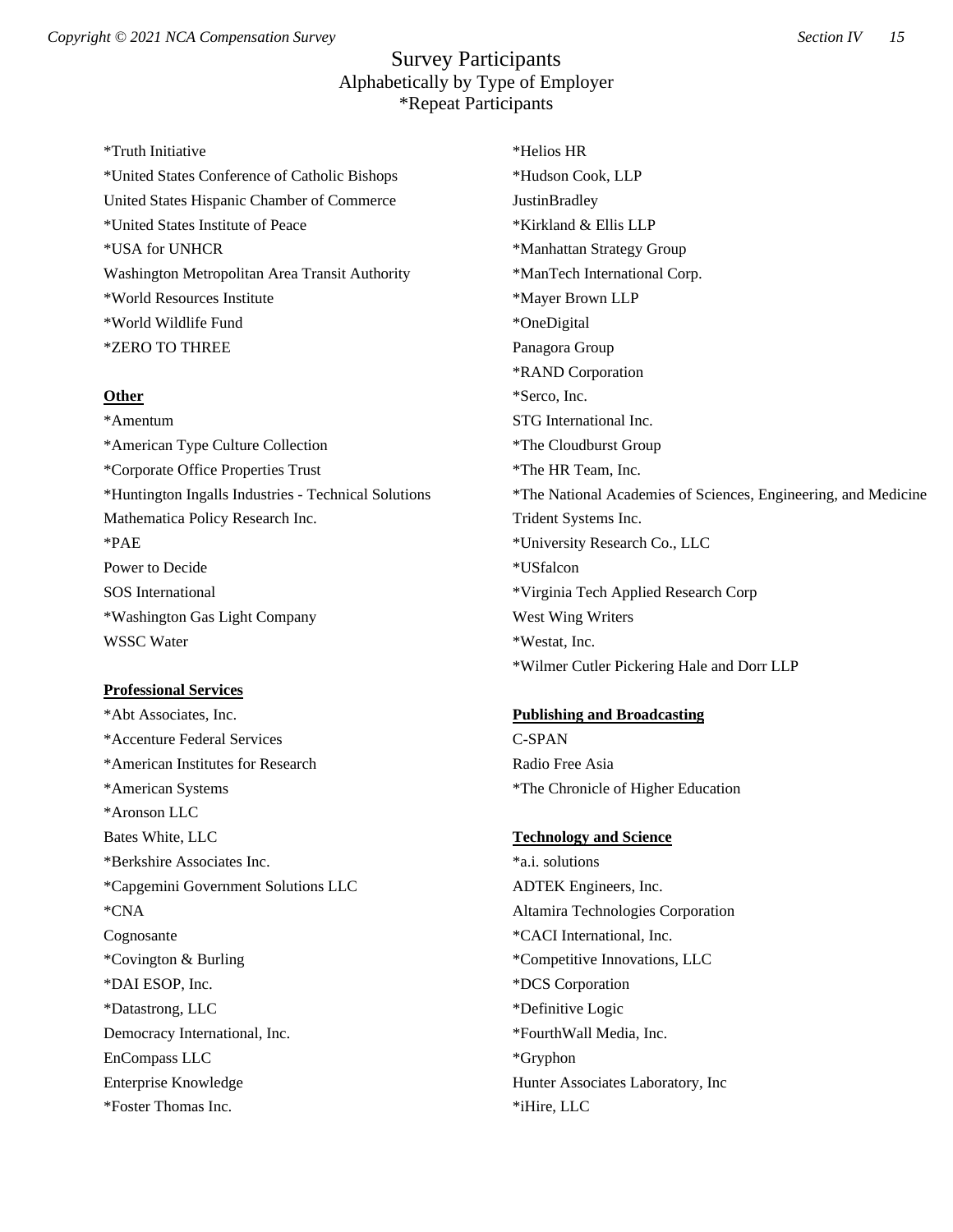# Survey Participants
## Alphabetically by Type of Employer
### *Repeat Participants

*Truth Initiative
*United States Conference of Catholic Bishops
United States Hispanic Chamber of Commerce
*United States Institute of Peace
*USA for UNHCR
Washington Metropolitan Area Transit Authority
*World Resources Institute
*World Wildlife Fund
*ZERO TO THREE

**Other**

*Amentum
*American Type Culture Collection
*Corporate Office Properties Trust
*Huntington Ingalls Industries - Technical Solutions
Mathematica Policy Research Inc.
*PAE
Power to Decide
SOS International
*Washington Gas Light Company
WSSC Water

**Professional Services**

*Abt Associates, Inc.
*Accenture Federal Services
*American Institutes for Research
*American Systems
*Aronson LLC
Bates White, LLC
*Berkshire Associates Inc.
*Capgemini Government Solutions LLC
*CNA
Cognosante
*Covington & Burling
*DAI ESOP, Inc.
*Datastrong, LLC
Democracy International, Inc.
EnCompass LLC
Enterprise Knowledge
*Foster Thomas Inc.
*Helios HR
*Hudson Cook, LLP
JustinBradley
*Kirkland & Ellis LLP
*Manhattan Strategy Group
*ManTech International Corp.
*Mayer Brown LLP
*OneDigital
Panagora Group
*RAND Corporation
*Serco, Inc.
STG International Inc.
*The Cloudburst Group
*The HR Team, Inc.
*The National Academies of Sciences, Engineering, and Medicine
Trident Systems Inc.
*University Research Co., LLC
*USfalcon
*Virginia Tech Applied Research Corp
West Wing Writers
*Westat, Inc.
*Wilmer Cutler Pickering Hale and Dorr LLP

**Publishing and Broadcasting**

C-SPAN
Radio Free Asia
*The Chronicle of Higher Education

**Technology and Science**

*a.i. solutions
ADTEK Engineers, Inc.
Altamira Technologies Corporation
*CACI International, Inc.
*Competitive Innovations, LLC
*DCS Corporation
*Definitive Logic
*FourthWall Media, Inc.
*Gryphon
Hunter Associates Laboratory, Inc
*iHire, LLC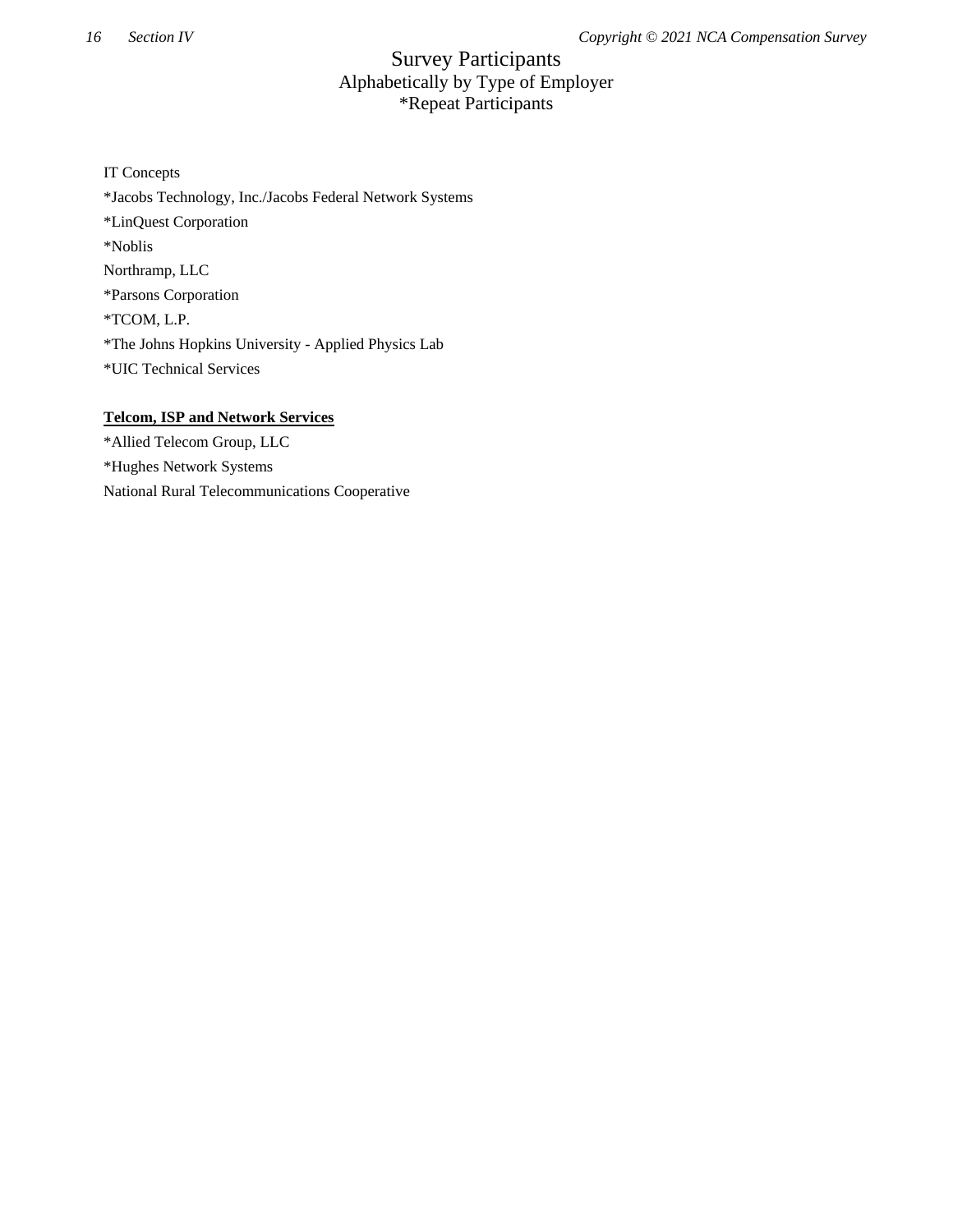# Survey Participants

## Alphabetically by Type of Employer

*Repeat Participants

IT Concepts

*Jacobs Technology, Inc./Jacobs Federal Network Systems

*LinQuest Corporation

*Noblis

Northramp, LLC

*Parsons Corporation

*TCOM, L.P.

*The Johns Hopkins University - Applied Physics Lab

*UIC Technical Services

**Telcom, ISP and Network Services**

*Allied Telecom Group, LLC

*Hughes Network Systems

National Rural Telecommunications Cooperative